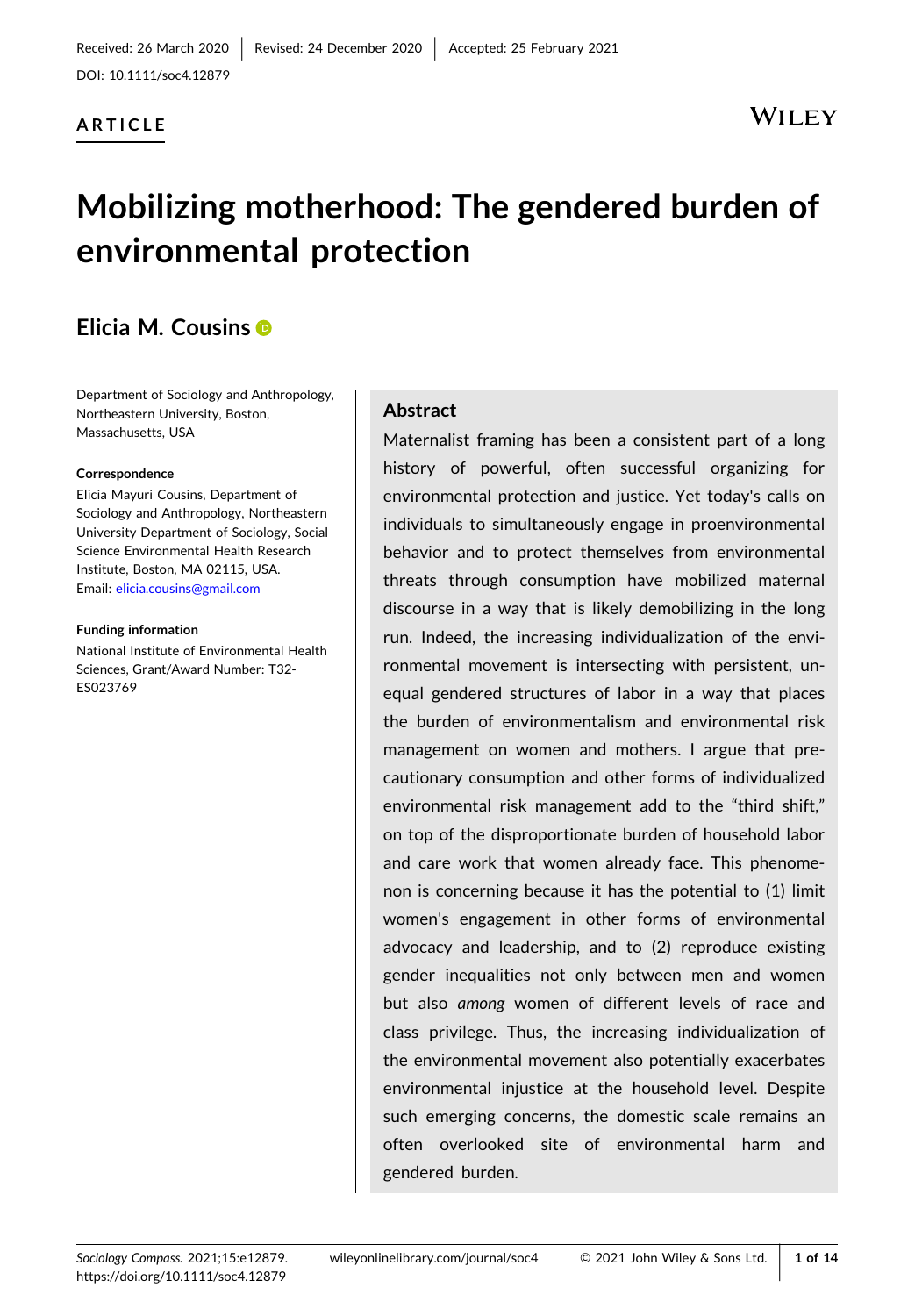Received: 26 March 2020 | Revised: 24 December 2020 | Accepted: 25 February 2021

DOI: 10.1111/soc4.12879

ARTICLE

# Mobilizing motherhood: The gendered burden of environmental protection

**Elicia M. Cousins**

Department of Sociology and Anthropology, Northeastern University, Boston, Massachusetts, USA

**Correspondence**
Elicia Mayuri Cousins, Department of Sociology and Anthropology, Northeastern University Department of Sociology, Social Science Environmental Health Research Institute, Boston, MA 02115, USA.
Email: elicia.cousins@gmail.com

**Funding information**
National Institute of Environmental Health Sciences, Grant/Award Number: T32-ES023769

## Abstract

Maternalist framing has been a consistent part of a long history of powerful, often successful organizing for environmental protection and justice. Yet today's calls on individuals to simultaneously engage in proenvironmental behavior and to protect themselves from environmental threats through consumption have mobilized maternal discourse in a way that is likely demobilizing in the long run. Indeed, the increasing individualization of the environmental movement is intersecting with persistent, unequal gendered structures of labor in a way that places the burden of environmentalism and environmental risk management on women and mothers. I argue that precautionary consumption and other forms of individualized environmental risk management add to the "third shift," on top of the disproportionate burden of household labor and care work that women already face. This phenomenon is concerning because it has the potential to (1) limit women's engagement in other forms of environmental advocacy and leadership, and to (2) reproduce existing gender inequalities not only between men and women but also *among* women of different levels of race and class privilege. Thus, the increasing individualization of the environmental movement also potentially exacerbates environmental injustice at the household level. Despite such emerging concerns, the domestic scale remains an often overlooked site of environmental harm and gendered burden.

*Sociology Compass*. 2021;15:e12879. https://doi.org/10.1111/soc4.12879 wileyonlinelibrary.com/journal/soc4 © 2021 John Wiley & Sons Ltd.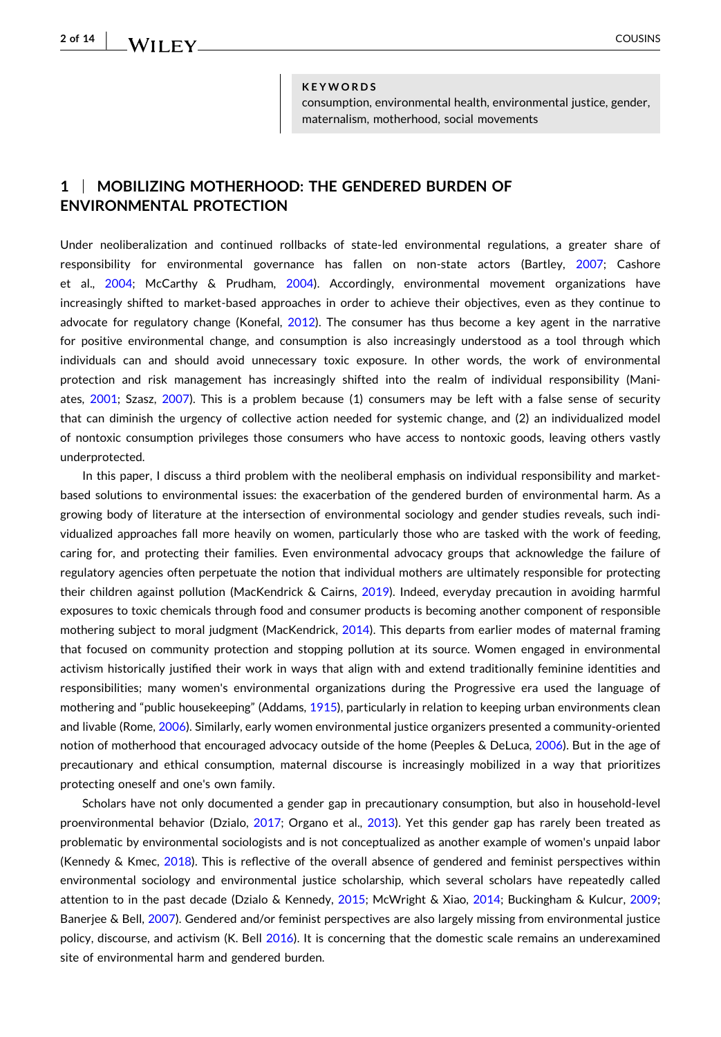**KEYWORDS**

consumption, environmental health, environmental justice, gender, maternalism, motherhood, social movements

## 1 | MOBILIZING MOTHERHOOD: THE GENDERED BURDEN OF ENVIRONMENTAL PROTECTION

Under neoliberalization and continued rollbacks of state-led environmental regulations, a greater share of responsibility for environmental governance has fallen on non-state actors (Bartley, 2007; Cashore et al., 2004; McCarthy & Prudham, 2004). Accordingly, environmental movement organizations have increasingly shifted to market-based approaches in order to achieve their objectives, even as they continue to advocate for regulatory change (Konefal, 2012). The consumer has thus become a key agent in the narrative for positive environmental change, and consumption is also increasingly understood as a tool through which individuals can and should avoid unnecessary toxic exposure. In other words, the work of environmental protection and risk management has increasingly shifted into the realm of individual responsibility (Maniates, 2001; Szasz, 2007). This is a problem because (1) consumers may be left with a false sense of security that can diminish the urgency of collective action needed for systemic change, and (2) an individualized model of nontoxic consumption privileges those consumers who have access to nontoxic goods, leaving others vastly underprotected.

In this paper, I discuss a third problem with the neoliberal emphasis on individual responsibility and market-based solutions to environmental issues: the exacerbation of the gendered burden of environmental harm. As a growing body of literature at the intersection of environmental sociology and gender studies reveals, such individualized approaches fall more heavily on women, particularly those who are tasked with the work of feeding, caring for, and protecting their families. Even environmental advocacy groups that acknowledge the failure of regulatory agencies often perpetuate the notion that individual mothers are ultimately responsible for protecting their children against pollution (MacKendrick & Cairns, 2019). Indeed, everyday precaution in avoiding harmful exposures to toxic chemicals through food and consumer products is becoming another component of responsible mothering subject to moral judgment (MacKendrick, 2014). This departs from earlier modes of maternal framing that focused on community protection and stopping pollution at its source. Women engaged in environmental activism historically justified their work in ways that align with and extend traditionally feminine identities and responsibilities; many women's environmental organizations during the Progressive era used the language of mothering and "public housekeeping" (Addams, 1915), particularly in relation to keeping urban environments clean and livable (Rome, 2006). Similarly, early women environmental justice organizers presented a community-oriented notion of motherhood that encouraged advocacy outside of the home (Peeples & DeLuca, 2006). But in the age of precautionary and ethical consumption, maternal discourse is increasingly mobilized in a way that prioritizes protecting oneself and one's own family.

Scholars have not only documented a gender gap in precautionary consumption, but also in household-level proenvironmental behavior (Dzialo, 2017; Organo et al., 2013). Yet this gender gap has rarely been treated as problematic by environmental sociologists and is not conceptualized as another example of women's unpaid labor (Kennedy & Kmec, 2018). This is reflective of the overall absence of gendered and feminist perspectives within environmental sociology and environmental justice scholarship, which several scholars have repeatedly called attention to in the past decade (Dzialo & Kennedy, 2015; McWright & Xiao, 2014; Buckingham & Kulcur, 2009; Banerjee & Bell, 2007). Gendered and/or feminist perspectives are also largely missing from environmental justice policy, discourse, and activism (K. Bell 2016). It is concerning that the domestic scale remains an underexamined site of environmental harm and gendered burden.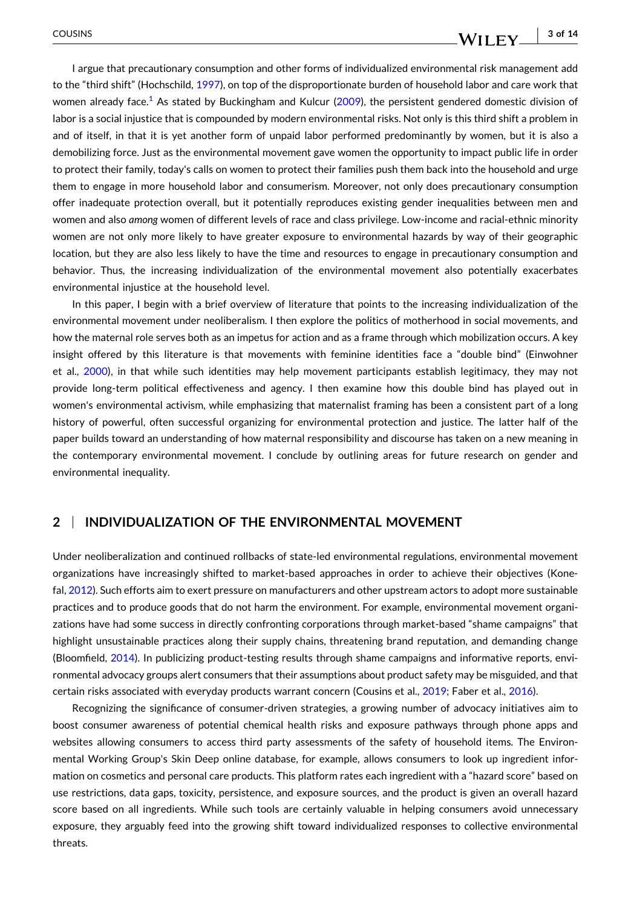I argue that precautionary consumption and other forms of individualized environmental risk management add to the "third shift" (Hochschild, 1997), on top of the disproportionate burden of household labor and care work that women already face.[1] As stated by Buckingham and Kulcur (2009), the persistent gendered domestic division of labor is a social injustice that is compounded by modern environmental risks. Not only is this third shift a problem in and of itself, in that it is yet another form of unpaid labor performed predominantly by women, but it is also a demobilizing force. Just as the environmental movement gave women the opportunity to impact public life in order to protect their family, today's calls on women to protect their families push them back into the household and urge them to engage in more household labor and consumerism. Moreover, not only does precautionary consumption offer inadequate protection overall, but it potentially reproduces existing gender inequalities between men and women and also *among* women of different levels of race and class privilege. Low-income and racial-ethnic minority women are not only more likely to have greater exposure to environmental hazards by way of their geographic location, but they are also less likely to have the time and resources to engage in precautionary consumption and behavior. Thus, the increasing individualization of the environmental movement also potentially exacerbates environmental injustice at the household level.

In this paper, I begin with a brief overview of literature that points to the increasing individualization of the environmental movement under neoliberalism. I then explore the politics of motherhood in social movements, and how the maternal role serves both as an impetus for action and as a frame through which mobilization occurs. A key insight offered by this literature is that movements with feminine identities face a "double bind" (Einwohner et al., 2000), in that while such identities may help movement participants establish legitimacy, they may not provide long-term political effectiveness and agency. I then examine how this double bind has played out in women's environmental activism, while emphasizing that maternalist framing has been a consistent part of a long history of powerful, often successful organizing for environmental protection and justice. The latter half of the paper builds toward an understanding of how maternal responsibility and discourse has taken on a new meaning in the contemporary environmental movement. I conclude by outlining areas for future research on gender and environmental inequality.

## 2 | INDIVIDUALIZATION OF THE ENVIRONMENTAL MOVEMENT

Under neoliberalization and continued rollbacks of state-led environmental regulations, environmental movement organizations have increasingly shifted to market-based approaches in order to achieve their objectives (Konefal, 2012). Such efforts aim to exert pressure on manufacturers and other upstream actors to adopt more sustainable practices and to produce goods that do not harm the environment. For example, environmental movement organizations have had some success in directly confronting corporations through market-based "shame campaigns" that highlight unsustainable practices along their supply chains, threatening brand reputation, and demanding change (Bloomfield, 2014). In publicizing product-testing results through shame campaigns and informative reports, environmental advocacy groups alert consumers that their assumptions about product safety may be misguided, and that certain risks associated with everyday products warrant concern (Cousins et al., 2019; Faber et al., 2016).

Recognizing the significance of consumer-driven strategies, a growing number of advocacy initiatives aim to boost consumer awareness of potential chemical health risks and exposure pathways through phone apps and websites allowing consumers to access third party assessments of the safety of household items. The Environmental Working Group's Skin Deep online database, for example, allows consumers to look up ingredient information on cosmetics and personal care products. This platform rates each ingredient with a "hazard score" based on use restrictions, data gaps, toxicity, persistence, and exposure sources, and the product is given an overall hazard score based on all ingredients. While such tools are certainly valuable in helping consumers avoid unnecessary exposure, they arguably feed into the growing shift toward individualized responses to collective environmental threats.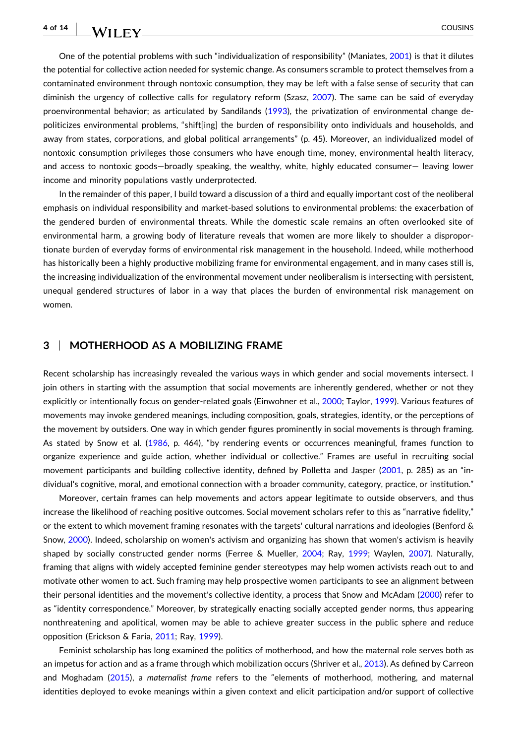One of the potential problems with such "individualization of responsibility" (Maniates, 2001) is that it dilutes the potential for collective action needed for systemic change. As consumers scramble to protect themselves from a contaminated environment through nontoxic consumption, they may be left with a false sense of security that can diminish the urgency of collective calls for regulatory reform (Szasz, 2007). The same can be said of everyday proenvironmental behavior; as articulated by Sandilands (1993), the privatization of environmental change depoliticizes environmental problems, "shift[ing] the burden of responsibility onto individuals and households, and away from states, corporations, and global political arrangements" (p. 45). Moreover, an individualized model of nontoxic consumption privileges those consumers who have enough time, money, environmental health literacy, and access to nontoxic goods—broadly speaking, the wealthy, white, highly educated consumer— leaving lower income and minority populations vastly underprotected.

In the remainder of this paper, I build toward a discussion of a third and equally important cost of the neoliberal emphasis on individual responsibility and market-based solutions to environmental problems: the exacerbation of the gendered burden of environmental threats. While the domestic scale remains an often overlooked site of environmental harm, a growing body of literature reveals that women are more likely to shoulder a disproportionate burden of everyday forms of environmental risk management in the household. Indeed, while motherhood has historically been a highly productive mobilizing frame for environmental engagement, and in many cases still is, the increasing individualization of the environmental movement under neoliberalism is intersecting with persistent, unequal gendered structures of labor in a way that places the burden of environmental risk management on women.

## 3 | MOTHERHOOD AS A MOBILIZING FRAME

Recent scholarship has increasingly revealed the various ways in which gender and social movements intersect. I join others in starting with the assumption that social movements are inherently gendered, whether or not they explicitly or intentionally focus on gender-related goals (Einwohner et al., 2000; Taylor, 1999). Various features of movements may invoke gendered meanings, including composition, goals, strategies, identity, or the perceptions of the movement by outsiders. One way in which gender figures prominently in social movements is through framing. As stated by Snow et al. (1986, p. 464), "by rendering events or occurrences meaningful, frames function to organize experience and guide action, whether individual or collective." Frames are useful in recruiting social movement participants and building collective identity, defined by Polletta and Jasper (2001, p. 285) as an "individual's cognitive, moral, and emotional connection with a broader community, category, practice, or institution."

Moreover, certain frames can help movements and actors appear legitimate to outside observers, and thus increase the likelihood of reaching positive outcomes. Social movement scholars refer to this as "narrative fidelity," or the extent to which movement framing resonates with the targets' cultural narrations and ideologies (Benford & Snow, 2000). Indeed, scholarship on women's activism and organizing has shown that women's activism is heavily shaped by socially constructed gender norms (Ferree & Mueller, 2004; Ray, 1999; Waylen, 2007). Naturally, framing that aligns with widely accepted feminine gender stereotypes may help women activists reach out to and motivate other women to act. Such framing may help prospective women participants to see an alignment between their personal identities and the movement's collective identity, a process that Snow and McAdam (2000) refer to as "identity correspondence." Moreover, by strategically enacting socially accepted gender norms, thus appearing nonthreatening and apolitical, women may be able to achieve greater success in the public sphere and reduce opposition (Erickson & Faria, 2011; Ray, 1999).

Feminist scholarship has long examined the politics of motherhood, and how the maternal role serves both as an impetus for action and as a frame through which mobilization occurs (Shriver et al., 2013). As defined by Carreon and Moghadam (2015), a *maternalist frame* refers to the "elements of motherhood, mothering, and maternal identities deployed to evoke meanings within a given context and elicit participation and/or support of collective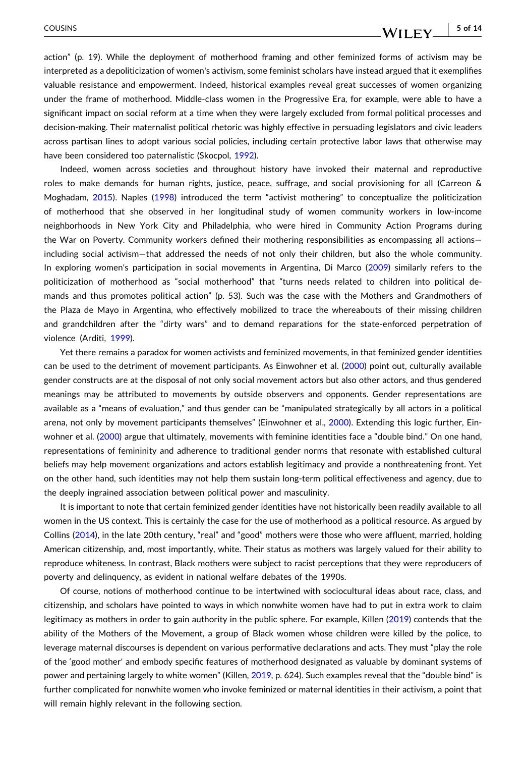action" (p. 19). While the deployment of motherhood framing and other feminized forms of activism may be interpreted as a depoliticization of women's activism, some feminist scholars have instead argued that it exemplifies valuable resistance and empowerment. Indeed, historical examples reveal great successes of women organizing under the frame of motherhood. Middle-class women in the Progressive Era, for example, were able to have a significant impact on social reform at a time when they were largely excluded from formal political processes and decision-making. Their maternalist political rhetoric was highly effective in persuading legislators and civic leaders across partisan lines to adopt various social policies, including certain protective labor laws that otherwise may have been considered too paternalistic (Skocpol, 1992).

Indeed, women across societies and throughout history have invoked their maternal and reproductive roles to make demands for human rights, justice, peace, suffrage, and social provisioning for all (Carreon & Moghadam, 2015). Naples (1998) introduced the term "activist mothering" to conceptualize the politicization of motherhood that she observed in her longitudinal study of women community workers in low-income neighborhoods in New York City and Philadelphia, who were hired in Community Action Programs during the War on Poverty. Community workers defined their mothering responsibilities as encompassing all actions—including social activism—that addressed the needs of not only their children, but also the whole community. In exploring women's participation in social movements in Argentina, Di Marco (2009) similarly refers to the politicization of motherhood as "social motherhood" that "turns needs related to children into political demands and thus promotes political action" (p. 53). Such was the case with the Mothers and Grandmothers of the Plaza de Mayo in Argentina, who effectively mobilized to trace the whereabouts of their missing children and grandchildren after the "dirty wars" and to demand reparations for the state-enforced perpetration of violence (Arditi, 1999).

Yet there remains a paradox for women activists and feminized movements, in that feminized gender identities can be used to the detriment of movement participants. As Einwohner et al. (2000) point out, culturally available gender constructs are at the disposal of not only social movement actors but also other actors, and thus gendered meanings may be attributed to movements by outside observers and opponents. Gender representations are available as a "means of evaluation," and thus gender can be "manipulated strategically by all actors in a political arena, not only by movement participants themselves" (Einwohner et al., 2000). Extending this logic further, Einwohner et al. (2000) argue that ultimately, movements with feminine identities face a "double bind." On one hand, representations of femininity and adherence to traditional gender norms that resonate with established cultural beliefs may help movement organizations and actors establish legitimacy and provide a nonthreatening front. Yet on the other hand, such identities may not help them sustain long-term political effectiveness and agency, due to the deeply ingrained association between political power and masculinity.

It is important to note that certain feminized gender identities have not historically been readily available to all women in the US context. This is certainly the case for the use of motherhood as a political resource. As argued by Collins (2014), in the late 20th century, "real" and "good" mothers were those who were affluent, married, holding American citizenship, and, most importantly, white. Their status as mothers was largely valued for their ability to reproduce whiteness. In contrast, Black mothers were subject to racist perceptions that they were reproducers of poverty and delinquency, as evident in national welfare debates of the 1990s.

Of course, notions of motherhood continue to be intertwined with sociocultural ideas about race, class, and citizenship, and scholars have pointed to ways in which nonwhite women have had to put in extra work to claim legitimacy as mothers in order to gain authority in the public sphere. For example, Killen (2019) contends that the ability of the Mothers of the Movement, a group of Black women whose children were killed by the police, to leverage maternal discourses is dependent on various performative declarations and acts. They must "play the role of the 'good mother' and embody specific features of motherhood designated as valuable by dominant systems of power and pertaining largely to white women" (Killen, 2019, p. 624). Such examples reveal that the "double bind" is further complicated for nonwhite women who invoke feminized or maternal identities in their activism, a point that will remain highly relevant in the following section.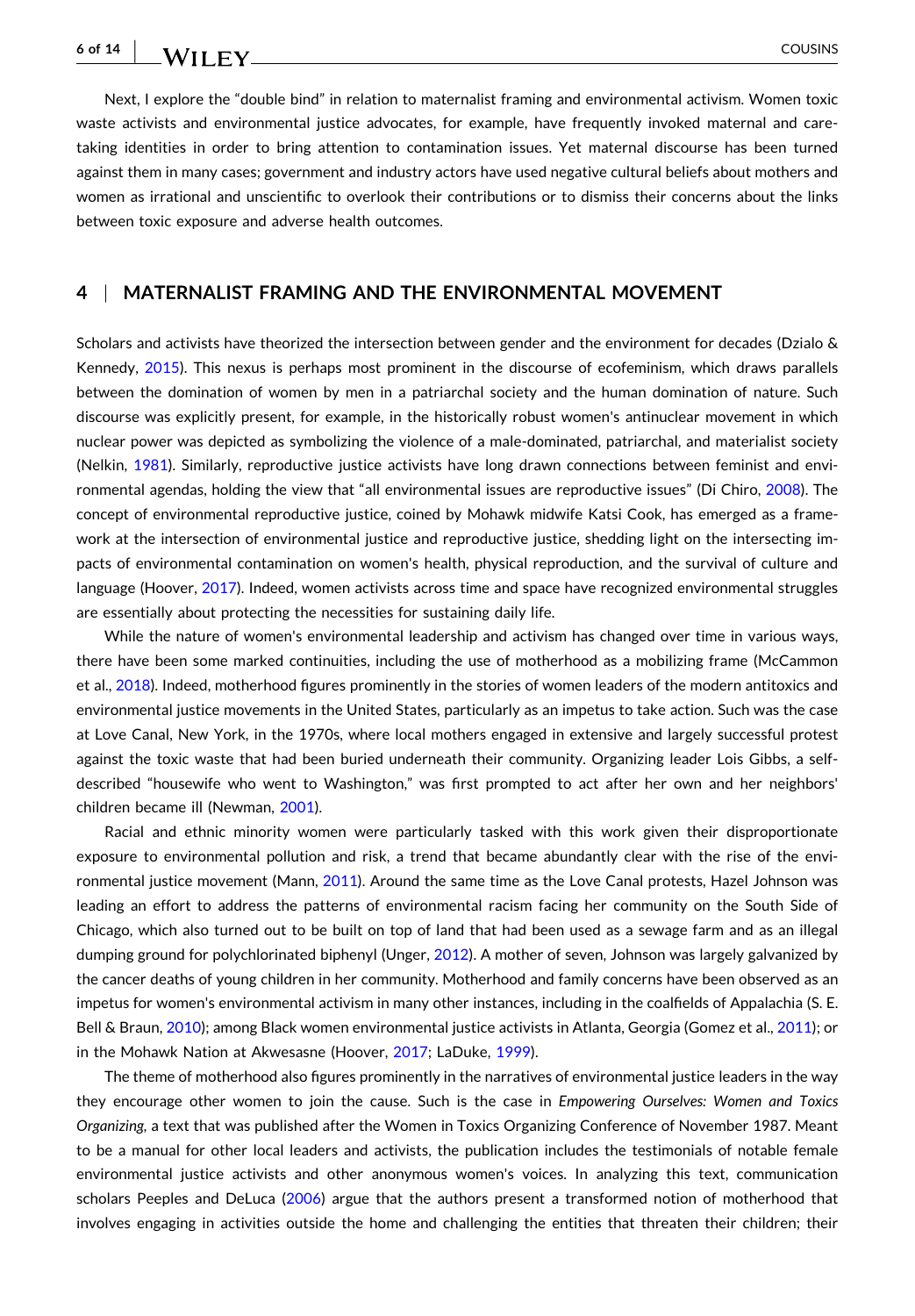Next, I explore the "double bind" in relation to maternalist framing and environmental activism. Women toxic waste activists and environmental justice advocates, for example, have frequently invoked maternal and caretaking identities in order to bring attention to contamination issues. Yet maternal discourse has been turned against them in many cases; government and industry actors have used negative cultural beliefs about mothers and women as irrational and unscientific to overlook their contributions or to dismiss their concerns about the links between toxic exposure and adverse health outcomes.

## 4 | MATERNALIST FRAMING AND THE ENVIRONMENTAL MOVEMENT

Scholars and activists have theorized the intersection between gender and the environment for decades (Dzialo & Kennedy, 2015). This nexus is perhaps most prominent in the discourse of ecofeminism, which draws parallels between the domination of women by men in a patriarchal society and the human domination of nature. Such discourse was explicitly present, for example, in the historically robust women's antinuclear movement in which nuclear power was depicted as symbolizing the violence of a male-dominated, patriarchal, and materialist society (Nelkin, 1981). Similarly, reproductive justice activists have long drawn connections between feminist and environmental agendas, holding the view that "all environmental issues are reproductive issues" (Di Chiro, 2008). The concept of environmental reproductive justice, coined by Mohawk midwife Katsi Cook, has emerged as a framework at the intersection of environmental justice and reproductive justice, shedding light on the intersecting impacts of environmental contamination on women's health, physical reproduction, and the survival of culture and language (Hoover, 2017). Indeed, women activists across time and space have recognized environmental struggles are essentially about protecting the necessities for sustaining daily life.

While the nature of women's environmental leadership and activism has changed over time in various ways, there have been some marked continuities, including the use of motherhood as a mobilizing frame (McCammon et al., 2018). Indeed, motherhood figures prominently in the stories of women leaders of the modern antitoxics and environmental justice movements in the United States, particularly as an impetus to take action. Such was the case at Love Canal, New York, in the 1970s, where local mothers engaged in extensive and largely successful protest against the toxic waste that had been buried underneath their community. Organizing leader Lois Gibbs, a self-described "housewife who went to Washington," was first prompted to act after her own and her neighbors' children became ill (Newman, 2001).

Racial and ethnic minority women were particularly tasked with this work given their disproportionate exposure to environmental pollution and risk, a trend that became abundantly clear with the rise of the environmental justice movement (Mann, 2011). Around the same time as the Love Canal protests, Hazel Johnson was leading an effort to address the patterns of environmental racism facing her community on the South Side of Chicago, which also turned out to be built on top of land that had been used as a sewage farm and as an illegal dumping ground for polychlorinated biphenyl (Unger, 2012). A mother of seven, Johnson was largely galvanized by the cancer deaths of young children in her community. Motherhood and family concerns have been observed as an impetus for women's environmental activism in many other instances, including in the coalfields of Appalachia (S. E. Bell & Braun, 2010); among Black women environmental justice activists in Atlanta, Georgia (Gomez et al., 2011); or in the Mohawk Nation at Akwesasne (Hoover, 2017; LaDuke, 1999).

The theme of motherhood also figures prominently in the narratives of environmental justice leaders in the way they encourage other women to join the cause. Such is the case in *Empowering Ourselves: Women and Toxics Organizing*, a text that was published after the Women in Toxics Organizing Conference of November 1987. Meant to be a manual for other local leaders and activists, the publication includes the testimonials of notable female environmental justice activists and other anonymous women's voices. In analyzing this text, communication scholars Peeples and DeLuca (2006) argue that the authors present a transformed notion of motherhood that involves engaging in activities outside the home and challenging the entities that threaten their children; their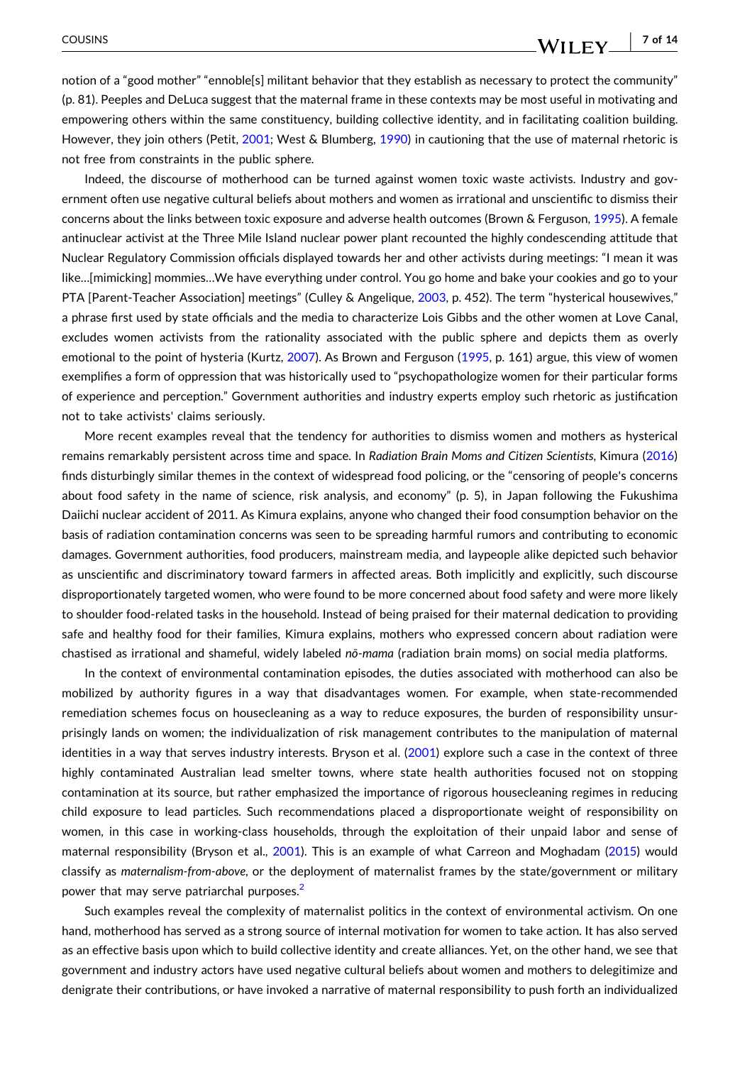notion of a "good mother" "ennoble[s] militant behavior that they establish as necessary to protect the community" (p. 81). Peeples and DeLuca suggest that the maternal frame in these contexts may be most useful in motivating and empowering others within the same constituency, building collective identity, and in facilitating coalition building. However, they join others (Petit, 2001; West & Blumberg, 1990) in cautioning that the use of maternal rhetoric is not free from constraints in the public sphere.

Indeed, the discourse of motherhood can be turned against women toxic waste activists. Industry and government often use negative cultural beliefs about mothers and women as irrational and unscientific to dismiss their concerns about the links between toxic exposure and adverse health outcomes (Brown & Ferguson, 1995). A female antinuclear activist at the Three Mile Island nuclear power plant recounted the highly condescending attitude that Nuclear Regulatory Commission officials displayed towards her and other activists during meetings: "I mean it was like…[mimicking] mommies…We have everything under control. You go home and bake your cookies and go to your PTA [Parent-Teacher Association] meetings" (Culley & Angelique, 2003, p. 452). The term "hysterical housewives," a phrase first used by state officials and the media to characterize Lois Gibbs and the other women at Love Canal, excludes women activists from the rationality associated with the public sphere and depicts them as overly emotional to the point of hysteria (Kurtz, 2007). As Brown and Ferguson (1995, p. 161) argue, this view of women exemplifies a form of oppression that was historically used to "psychopathologize women for their particular forms of experience and perception." Government authorities and industry experts employ such rhetoric as justification not to take activists' claims seriously.

More recent examples reveal that the tendency for authorities to dismiss women and mothers as hysterical remains remarkably persistent across time and space. In *Radiation Brain Moms and Citizen Scientists*, Kimura (2016) finds disturbingly similar themes in the context of widespread food policing, or the "censoring of people's concerns about food safety in the name of science, risk analysis, and economy" (p. 5), in Japan following the Fukushima Daiichi nuclear accident of 2011. As Kimura explains, anyone who changed their food consumption behavior on the basis of radiation contamination concerns was seen to be spreading harmful rumors and contributing to economic damages. Government authorities, food producers, mainstream media, and laypeople alike depicted such behavior as unscientific and discriminatory toward farmers in affected areas. Both implicitly and explicitly, such discourse disproportionately targeted women, who were found to be more concerned about food safety and were more likely to shoulder food-related tasks in the household. Instead of being praised for their maternal dedication to providing safe and healthy food for their families, Kimura explains, mothers who expressed concern about radiation were chastised as irrational and shameful, widely labeled *nō-mama* (radiation brain moms) on social media platforms.

In the context of environmental contamination episodes, the duties associated with motherhood can also be mobilized by authority figures in a way that disadvantages women. For example, when state-recommended remediation schemes focus on housecleaning as a way to reduce exposures, the burden of responsibility unsurprisingly lands on women; the individualization of risk management contributes to the manipulation of maternal identities in a way that serves industry interests. Bryson et al. (2001) explore such a case in the context of three highly contaminated Australian lead smelter towns, where state health authorities focused not on stopping contamination at its source, but rather emphasized the importance of rigorous housecleaning regimes in reducing child exposure to lead particles. Such recommendations placed a disproportionate weight of responsibility on women, in this case in working-class households, through the exploitation of their unpaid labor and sense of maternal responsibility (Bryson et al., 2001). This is an example of what Carreon and Moghadam (2015) would classify as *maternalism-from-above*, or the deployment of maternalist frames by the state/government or military power that may serve patriarchal purposes.[2]

Such examples reveal the complexity of maternalist politics in the context of environmental activism. On one hand, motherhood has served as a strong source of internal motivation for women to take action. It has also served as an effective basis upon which to build collective identity and create alliances. Yet, on the other hand, we see that government and industry actors have used negative cultural beliefs about women and mothers to delegitimize and denigrate their contributions, or have invoked a narrative of maternal responsibility to push forth an individualized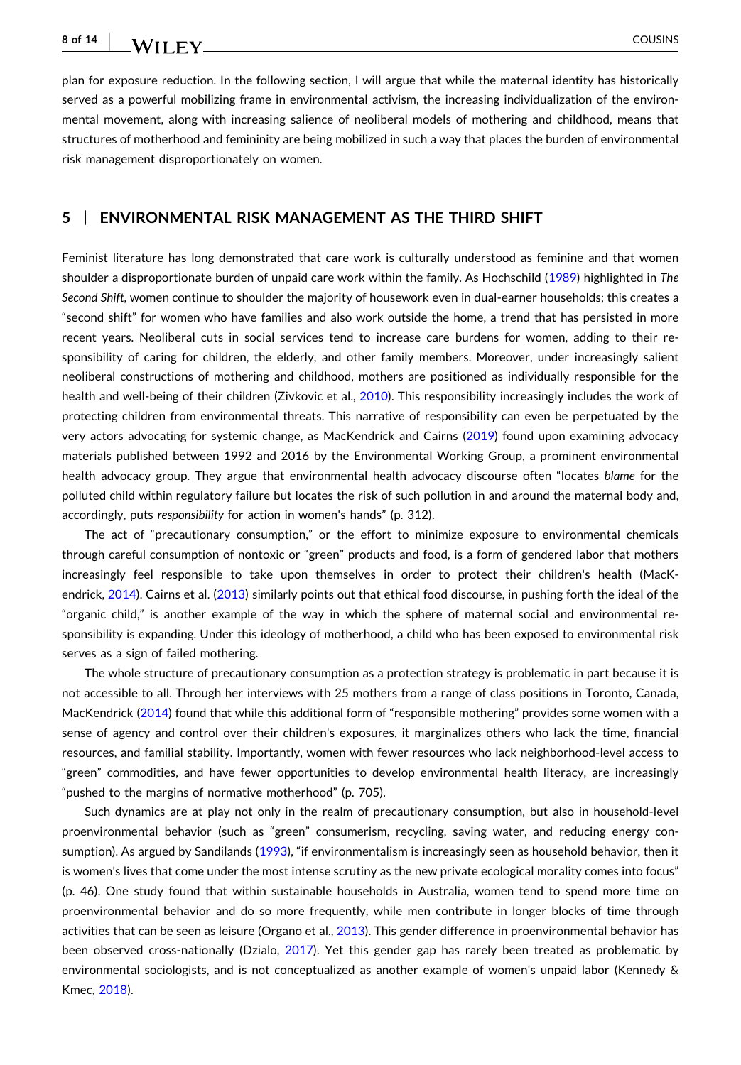plan for exposure reduction. In the following section, I will argue that while the maternal identity has historically served as a powerful mobilizing frame in environmental activism, the increasing individualization of the environmental movement, along with increasing salience of neoliberal models of mothering and childhood, means that structures of motherhood and femininity are being mobilized in such a way that places the burden of environmental risk management disproportionately on women.

## 5 | ENVIRONMENTAL RISK MANAGEMENT AS THE THIRD SHIFT

Feminist literature has long demonstrated that care work is culturally understood as feminine and that women shoulder a disproportionate burden of unpaid care work within the family. As Hochschild (1989) highlighted in *The Second Shift*, women continue to shoulder the majority of housework even in dual-earner households; this creates a "second shift" for women who have families and also work outside the home, a trend that has persisted in more recent years. Neoliberal cuts in social services tend to increase care burdens for women, adding to their responsibility of caring for children, the elderly, and other family members. Moreover, under increasingly salient neoliberal constructions of mothering and childhood, mothers are positioned as individually responsible for the health and well-being of their children (Zivkovic et al., 2010). This responsibility increasingly includes the work of protecting children from environmental threats. This narrative of responsibility can even be perpetuated by the very actors advocating for systemic change, as MacKendrick and Cairns (2019) found upon examining advocacy materials published between 1992 and 2016 by the Environmental Working Group, a prominent environmental health advocacy group. They argue that environmental health advocacy discourse often "locates *blame* for the polluted child within regulatory failure but locates the risk of such pollution in and around the maternal body and, accordingly, puts *responsibility* for action in women's hands" (p. 312).

The act of "precautionary consumption," or the effort to minimize exposure to environmental chemicals through careful consumption of nontoxic or "green" products and food, is a form of gendered labor that mothers increasingly feel responsible to take upon themselves in order to protect their children's health (MacKendrick, 2014). Cairns et al. (2013) similarly points out that ethical food discourse, in pushing forth the ideal of the "organic child," is another example of the way in which the sphere of maternal social and environmental responsibility is expanding. Under this ideology of motherhood, a child who has been exposed to environmental risk serves as a sign of failed mothering.

The whole structure of precautionary consumption as a protection strategy is problematic in part because it is not accessible to all. Through her interviews with 25 mothers from a range of class positions in Toronto, Canada, MacKendrick (2014) found that while this additional form of "responsible mothering" provides some women with a sense of agency and control over their children's exposures, it marginalizes others who lack the time, financial resources, and familial stability. Importantly, women with fewer resources who lack neighborhood-level access to "green" commodities, and have fewer opportunities to develop environmental health literacy, are increasingly "pushed to the margins of normative motherhood" (p. 705).

Such dynamics are at play not only in the realm of precautionary consumption, but also in household-level proenvironmental behavior (such as "green" consumerism, recycling, saving water, and reducing energy consumption). As argued by Sandilands (1993), "if environmentalism is increasingly seen as household behavior, then it is women's lives that come under the most intense scrutiny as the new private ecological morality comes into focus" (p. 46). One study found that within sustainable households in Australia, women tend to spend more time on proenvironmental behavior and do so more frequently, while men contribute in longer blocks of time through activities that can be seen as leisure (Organo et al., 2013). This gender difference in proenvironmental behavior has been observed cross-nationally (Dzialo, 2017). Yet this gender gap has rarely been treated as problematic by environmental sociologists, and is not conceptualized as another example of women's unpaid labor (Kennedy & Kmec, 2018).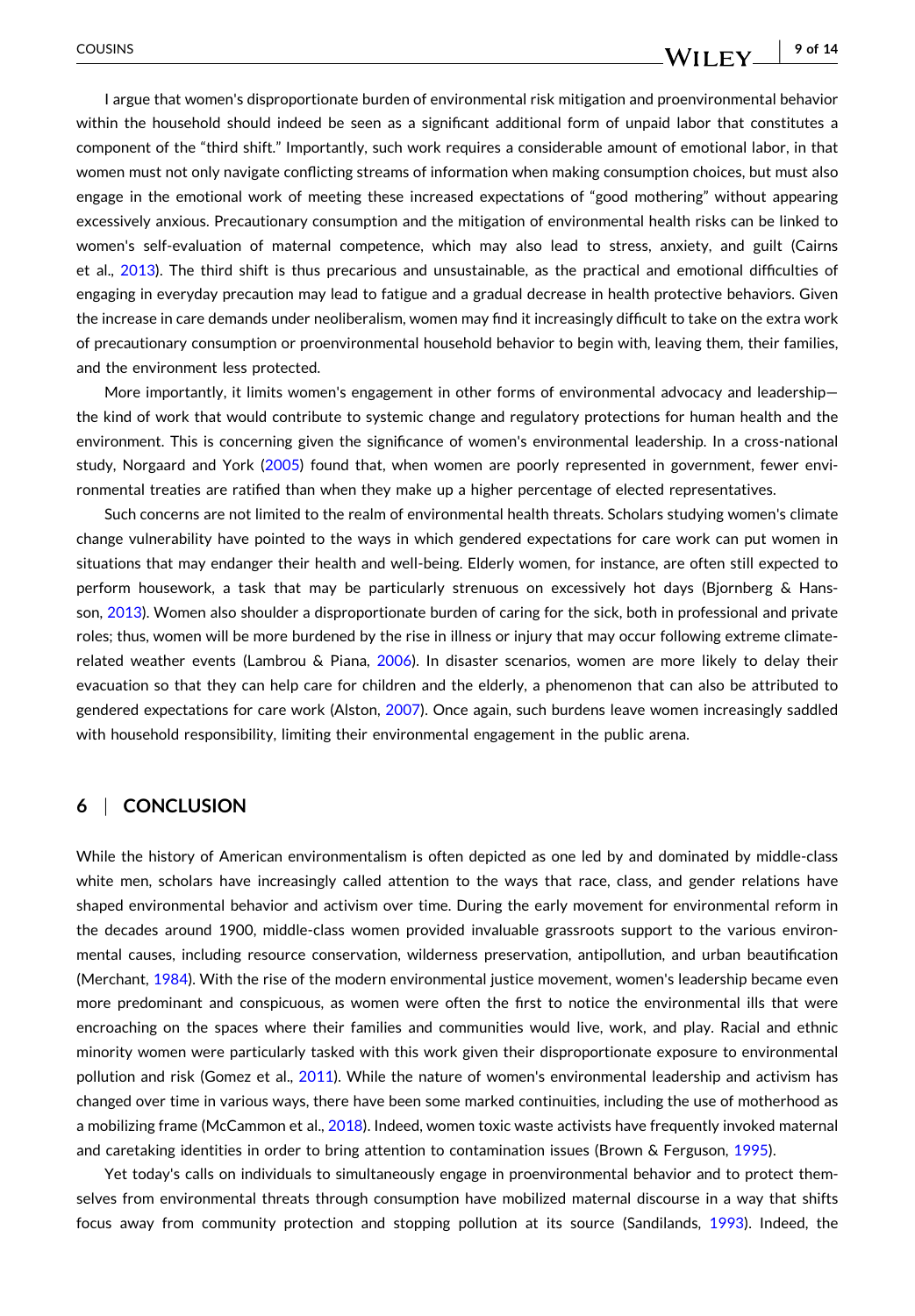I argue that women's disproportionate burden of environmental risk mitigation and proenvironmental behavior within the household should indeed be seen as a significant additional form of unpaid labor that constitutes a component of the "third shift." Importantly, such work requires a considerable amount of emotional labor, in that women must not only navigate conflicting streams of information when making consumption choices, but must also engage in the emotional work of meeting these increased expectations of "good mothering" without appearing excessively anxious. Precautionary consumption and the mitigation of environmental health risks can be linked to women's self-evaluation of maternal competence, which may also lead to stress, anxiety, and guilt (Cairns et al., 2013). The third shift is thus precarious and unsustainable, as the practical and emotional difficulties of engaging in everyday precaution may lead to fatigue and a gradual decrease in health protective behaviors. Given the increase in care demands under neoliberalism, women may find it increasingly difficult to take on the extra work of precautionary consumption or proenvironmental household behavior to begin with, leaving them, their families, and the environment less protected.

More importantly, it limits women's engagement in other forms of environmental advocacy and leadership—the kind of work that would contribute to systemic change and regulatory protections for human health and the environment. This is concerning given the significance of women's environmental leadership. In a cross-national study, Norgaard and York (2005) found that, when women are poorly represented in government, fewer environmental treaties are ratified than when they make up a higher percentage of elected representatives.

Such concerns are not limited to the realm of environmental health threats. Scholars studying women's climate change vulnerability have pointed to the ways in which gendered expectations for care work can put women in situations that may endanger their health and well-being. Elderly women, for instance, are often still expected to perform housework, a task that may be particularly strenuous on excessively hot days (Bjornberg & Hansson, 2013). Women also shoulder a disproportionate burden of caring for the sick, both in professional and private roles; thus, women will be more burdened by the rise in illness or injury that may occur following extreme climate-related weather events (Lambrou & Piana, 2006). In disaster scenarios, women are more likely to delay their evacuation so that they can help care for children and the elderly, a phenomenon that can also be attributed to gendered expectations for care work (Alston, 2007). Once again, such burdens leave women increasingly saddled with household responsibility, limiting their environmental engagement in the public arena.

## 6 | CONCLUSION

While the history of American environmentalism is often depicted as one led by and dominated by middle-class white men, scholars have increasingly called attention to the ways that race, class, and gender relations have shaped environmental behavior and activism over time. During the early movement for environmental reform in the decades around 1900, middle-class women provided invaluable grassroots support to the various environmental causes, including resource conservation, wilderness preservation, antipollution, and urban beautification (Merchant, 1984). With the rise of the modern environmental justice movement, women's leadership became even more predominant and conspicuous, as women were often the first to notice the environmental ills that were encroaching on the spaces where their families and communities would live, work, and play. Racial and ethnic minority women were particularly tasked with this work given their disproportionate exposure to environmental pollution and risk (Gomez et al., 2011). While the nature of women's environmental leadership and activism has changed over time in various ways, there have been some marked continuities, including the use of motherhood as a mobilizing frame (McCammon et al., 2018). Indeed, women toxic waste activists have frequently invoked maternal and caretaking identities in order to bring attention to contamination issues (Brown & Ferguson, 1995).

Yet today's calls on individuals to simultaneously engage in proenvironmental behavior and to protect themselves from environmental threats through consumption have mobilized maternal discourse in a way that shifts focus away from community protection and stopping pollution at its source (Sandilands, 1993). Indeed, the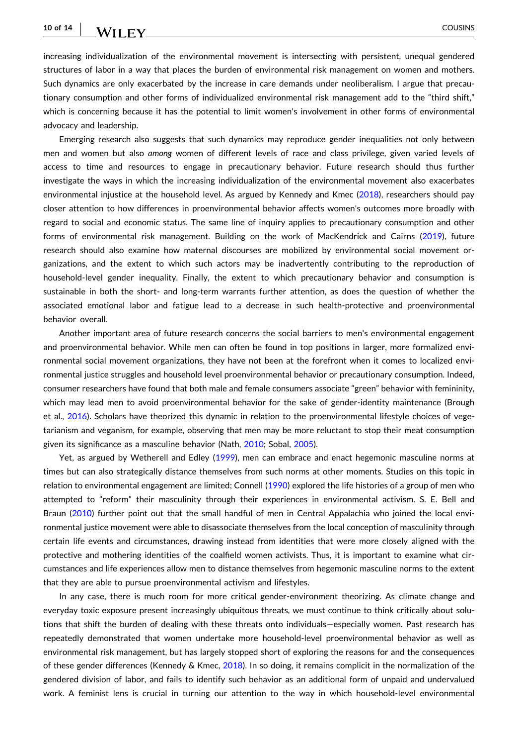increasing individualization of the environmental movement is intersecting with persistent, unequal gendered structures of labor in a way that places the burden of environmental risk management on women and mothers. Such dynamics are only exacerbated by the increase in care demands under neoliberalism. I argue that precautionary consumption and other forms of individualized environmental risk management add to the "third shift," which is concerning because it has the potential to limit women's involvement in other forms of environmental advocacy and leadership.

Emerging research also suggests that such dynamics may reproduce gender inequalities not only between men and women but also *among* women of different levels of race and class privilege, given varied levels of access to time and resources to engage in precautionary behavior. Future research should thus further investigate the ways in which the increasing individualization of the environmental movement also exacerbates environmental injustice at the household level. As argued by Kennedy and Kmec (2018), researchers should pay closer attention to how differences in proenvironmental behavior affects women's outcomes more broadly with regard to social and economic status. The same line of inquiry applies to precautionary consumption and other forms of environmental risk management. Building on the work of MacKendrick and Cairns (2019), future research should also examine how maternal discourses are mobilized by environmental social movement organizations, and the extent to which such actors may be inadvertently contributing to the reproduction of household-level gender inequality. Finally, the extent to which precautionary behavior and consumption is sustainable in both the short- and long-term warrants further attention, as does the question of whether the associated emotional labor and fatigue lead to a decrease in such health-protective and proenvironmental behavior overall.

Another important area of future research concerns the social barriers to men's environmental engagement and proenvironmental behavior. While men can often be found in top positions in larger, more formalized environmental social movement organizations, they have not been at the forefront when it comes to localized environmental justice struggles and household level proenvironmental behavior or precautionary consumption. Indeed, consumer researchers have found that both male and female consumers associate "green" behavior with femininity, which may lead men to avoid proenvironmental behavior for the sake of gender-identity maintenance (Brough et al., 2016). Scholars have theorized this dynamic in relation to the proenvironmental lifestyle choices of vegetarianism and veganism, for example, observing that men may be more reluctant to stop their meat consumption given its significance as a masculine behavior (Nath, 2010; Sobal, 2005).

Yet, as argued by Wetherell and Edley (1999), men can embrace and enact hegemonic masculine norms at times but can also strategically distance themselves from such norms at other moments. Studies on this topic in relation to environmental engagement are limited; Connell (1990) explored the life histories of a group of men who attempted to "reform" their masculinity through their experiences in environmental activism. S. E. Bell and Braun (2010) further point out that the small handful of men in Central Appalachia who joined the local environmental justice movement were able to disassociate themselves from the local conception of masculinity through certain life events and circumstances, drawing instead from identities that were more closely aligned with the protective and mothering identities of the coalfield women activists. Thus, it is important to examine what circumstances and life experiences allow men to distance themselves from hegemonic masculine norms to the extent that they are able to pursue proenvironmental activism and lifestyles.

In any case, there is much room for more critical gender-environment theorizing. As climate change and everyday toxic exposure present increasingly ubiquitous threats, we must continue to think critically about solutions that shift the burden of dealing with these threats onto individuals—especially women. Past research has repeatedly demonstrated that women undertake more household-level proenvironmental behavior as well as environmental risk management, but has largely stopped short of exploring the reasons for and the consequences of these gender differences (Kennedy & Kmec, 2018). In so doing, it remains complicit in the normalization of the gendered division of labor, and fails to identify such behavior as an additional form of unpaid and undervalued work. A feminist lens is crucial in turning our attention to the way in which household-level environmental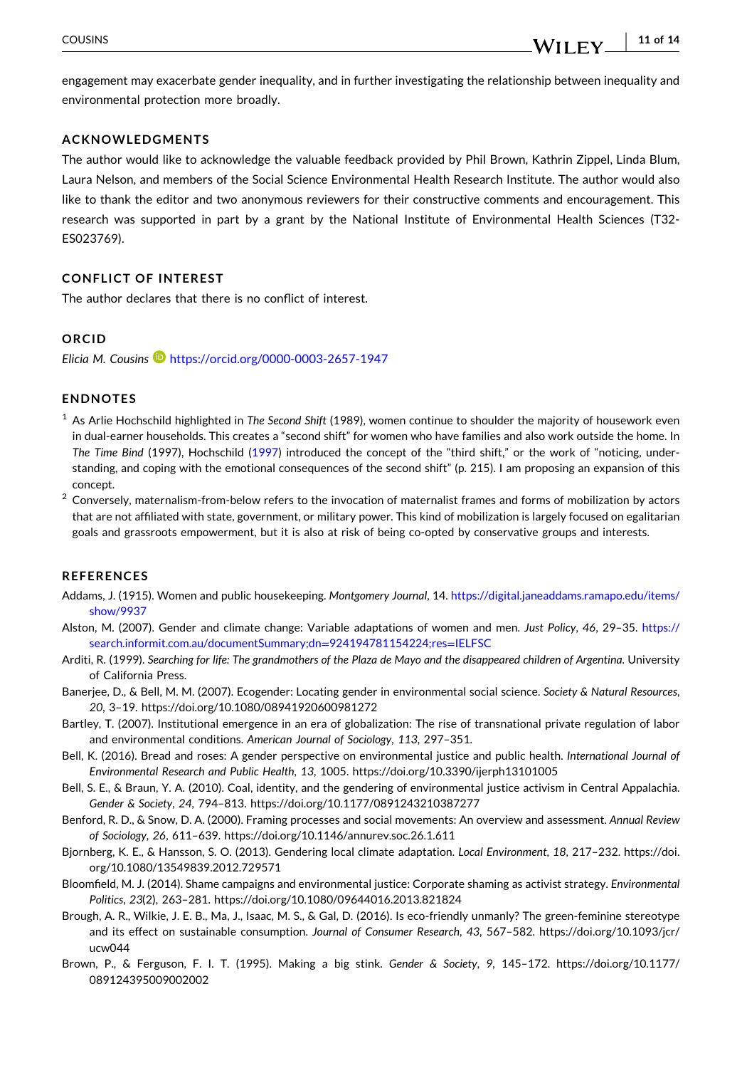engagement may exacerbate gender inequality, and in further investigating the relationship between inequality and environmental protection more broadly.

## ACKNOWLEDGMENTS

The author would like to acknowledge the valuable feedback provided by Phil Brown, Kathrin Zippel, Linda Blum, Laura Nelson, and members of the Social Science Environmental Health Research Institute. The author would also like to thank the editor and two anonymous reviewers for their constructive comments and encouragement. This research was supported in part by a grant by the National Institute of Environmental Health Sciences (T32-ES023769).

## CONFLICT OF INTEREST

The author declares that there is no conflict of interest.

## ORCID

*Elicia M. Cousins* https://orcid.org/0000-0003-2657-1947

## ENDNOTES

[1] As Arlie Hochschild highlighted in *The Second Shift* (1989), women continue to shoulder the majority of housework even in dual-earner households. This creates a "second shift" for women who have families and also work outside the home. In *The Time Bind* (1997), Hochschild (1997) introduced the concept of the "third shift," or the work of "noticing, understanding, and coping with the emotional consequences of the second shift" (p. 215). I am proposing an expansion of this concept.

[2] Conversely, maternalism-from-below refers to the invocation of maternalist frames and forms of mobilization by actors that are not affiliated with state, government, or military power. This kind of mobilization is largely focused on egalitarian goals and grassroots empowerment, but it is also at risk of being co-opted by conservative groups and interests.

## REFERENCES

Addams, J. (1915). Women and public housekeeping. *Montgomery Journal*, 14. https://digital.janeaddams.ramapo.edu/items/show/9937

Alston, M. (2007). Gender and climate change: Variable adaptations of women and men. *Just Policy*, *46*, 29–35. https://search.informit.com.au/documentSummary;dn=924194781154224;res=IELFSC

Arditi, R. (1999). *Searching for life: The grandmothers of the Plaza de Mayo and the disappeared children of Argentina*. University of California Press.

Banerjee, D., & Bell, M. M. (2007). Ecogender: Locating gender in environmental social science. *Society & Natural Resources*, *20*, 3–19. https://doi.org/10.1080/08941920600981272

Bartley, T. (2007). Institutional emergence in an era of globalization: The rise of transnational private regulation of labor and environmental conditions. *American Journal of Sociology*, *113*, 297–351.

Bell, K. (2016). Bread and roses: A gender perspective on environmental justice and public health. *International Journal of Environmental Research and Public Health*, *13*, 1005. https://doi.org/10.3390/ijerph13101005

Bell, S. E., & Braun, Y. A. (2010). Coal, identity, and the gendering of environmental justice activism in Central Appalachia. *Gender & Society*, *24*, 794–813. https://doi.org/10.1177/0891243210387277

Benford, R. D., & Snow, D. A. (2000). Framing processes and social movements: An overview and assessment. *Annual Review of Sociology*, *26*, 611–639. https://doi.org/10.1146/annurev.soc.26.1.611

Bjornberg, K. E., & Hansson, S. O. (2013). Gendering local climate adaptation. *Local Environment*, *18*, 217–232. https://doi.org/10.1080/13549839.2012.729571

Bloomfield, M. J. (2014). Shame campaigns and environmental justice: Corporate shaming as activist strategy. *Environmental Politics*, *23*(2), 263–281. https://doi.org/10.1080/09644016.2013.821824

Brough, A. R., Wilkie, J. E. B., Ma, J., Isaac, M. S., & Gal, D. (2016). Is eco-friendly unmanly? The green-feminine stereotype and its effect on sustainable consumption. *Journal of Consumer Research*, *43*, 567–582. https://doi.org/10.1093/jcr/ucw044

Brown, P., & Ferguson, F. I. T. (1995). Making a big stink. *Gender & Society*, *9*, 145–172. https://doi.org/10.1177/089124395009002002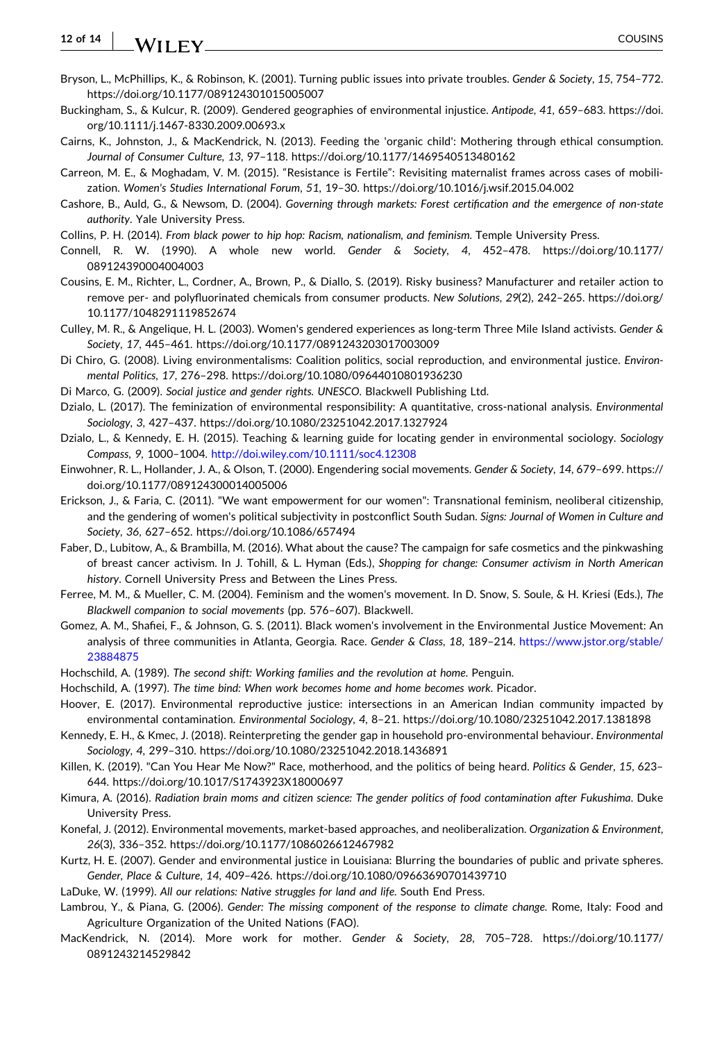Bryson, L., McPhillips, K., & Robinson, K. (2001). Turning public issues into private troubles. *Gender & Society*, *15*, 754–772. https://doi.org/10.1177/089124301015005007

Buckingham, S., & Kulcur, R. (2009). Gendered geographies of environmental injustice. *Antipode*, *41*, 659–683. https://doi.org/10.1111/j.1467-8330.2009.00693.x

Cairns, K., Johnston, J., & MacKendrick, N. (2013). Feeding the 'organic child': Mothering through ethical consumption. *Journal of Consumer Culture*, *13*, 97–118. https://doi.org/10.1177/1469540513480162

Carreon, M. E., & Moghadam, V. M. (2015). "Resistance is Fertile": Revisiting maternalist frames across cases of mobilization. *Women's Studies International Forum*, *51*, 19–30. https://doi.org/10.1016/j.wsif.2015.04.002

Cashore, B., Auld, G., & Newsom, D. (2004). *Governing through markets: Forest certification and the emergence of non-state authority*. Yale University Press.

Collins, P. H. (2014). *From black power to hip hop: Racism, nationalism, and feminism*. Temple University Press.

Connell, R. W. (1990). A whole new world. *Gender & Society*, *4*, 452–478. https://doi.org/10.1177/089124390004004003

Cousins, E. M., Richter, L., Cordner, A., Brown, P., & Diallo, S. (2019). Risky business? Manufacturer and retailer action to remove per- and polyfluorinated chemicals from consumer products. *New Solutions*, *29*(2), 242–265. https://doi.org/10.1177/1048291119852674

Culley, M. R., & Angelique, H. L. (2003). Women's gendered experiences as long-term Three Mile Island activists. *Gender & Society*, *17*, 445–461. https://doi.org/10.1177/0891243203017003009

Di Chiro, G. (2008). Living environmentalisms: Coalition politics, social reproduction, and environmental justice. *Environmental Politics*, *17*, 276–298. https://doi.org/10.1080/09644010801936230

Di Marco, G. (2009). *Social justice and gender rights. UNESCO*. Blackwell Publishing Ltd.

Dzialo, L. (2017). The feminization of environmental responsibility: A quantitative, cross-national analysis. *Environmental Sociology*, *3*, 427–437. https://doi.org/10.1080/23251042.2017.1327924

Dzialo, L., & Kennedy, E. H. (2015). Teaching & learning guide for locating gender in environmental sociology. *Sociology Compass*, *9*, 1000–1004. http://doi.wiley.com/10.1111/soc4.12308

Einwohner, R. L., Hollander, J. A., & Olson, T. (2000). Engendering social movements. *Gender & Society*, *14*, 679–699. https://doi.org/10.1177/089124300014005006

Erickson, J., & Faria, C. (2011). "We want empowerment for our women": Transnational feminism, neoliberal citizenship, and the gendering of women's political subjectivity in postconflict South Sudan. *Signs: Journal of Women in Culture and Society*, *36*, 627–652. https://doi.org/10.1086/657494

Faber, D., Lubitow, A., & Brambilla, M. (2016). What about the cause? The campaign for safe cosmetics and the pinkwashing of breast cancer activism. In J. Tohill, & L. Hyman (Eds.), *Shopping for change: Consumer activism in North American history*. Cornell University Press and Between the Lines Press.

Ferree, M. M., & Mueller, C. M. (2004). Feminism and the women's movement. In D. Snow, S. Soule, & H. Kriesi (Eds.), *The Blackwell companion to social movements* (pp. 576–607). Blackwell.

Gomez, A. M., Shafiei, F., & Johnson, G. S. (2011). Black women's involvement in the Environmental Justice Movement: An analysis of three communities in Atlanta, Georgia. Race. *Gender & Class*, *18*, 189–214. https://www.jstor.org/stable/23884875

Hochschild, A. (1989). *The second shift: Working families and the revolution at home*. Penguin.

Hochschild, A. (1997). *The time bind: When work becomes home and home becomes work*. Picador.

Hoover, E. (2017). Environmental reproductive justice: intersections in an American Indian community impacted by environmental contamination. *Environmental Sociology*, *4*, 8–21. https://doi.org/10.1080/23251042.2017.1381898

Kennedy, E. H., & Kmec, J. (2018). Reinterpreting the gender gap in household pro-environmental behaviour. *Environmental Sociology*, *4*, 299–310. https://doi.org/10.1080/23251042.2018.1436891

Killen, K. (2019). "Can You Hear Me Now?" Race, motherhood, and the politics of being heard. *Politics & Gender*, *15*, 623–644. https://doi.org/10.1017/S1743923X18000697

Kimura, A. (2016). *Radiation brain moms and citizen science: The gender politics of food contamination after Fukushima*. Duke University Press.

Konefal, J. (2012). Environmental movements, market-based approaches, and neoliberalization. *Organization & Environment*, *26*(3), 336–352. https://doi.org/10.1177/1086026612467982

Kurtz, H. E. (2007). Gender and environmental justice in Louisiana: Blurring the boundaries of public and private spheres. *Gender, Place & Culture*, *14*, 409–426. https://doi.org/10.1080/09663690701439710

LaDuke, W. (1999). *All our relations: Native struggles for land and life*. South End Press.

Lambrou, Y., & Piana, G. (2006). *Gender: The missing component of the response to climate change*. Rome, Italy: Food and Agriculture Organization of the United Nations (FAO).

MacKendrick, N. (2014). More work for mother. *Gender & Society*, *28*, 705–728. https://doi.org/10.1177/0891243214529842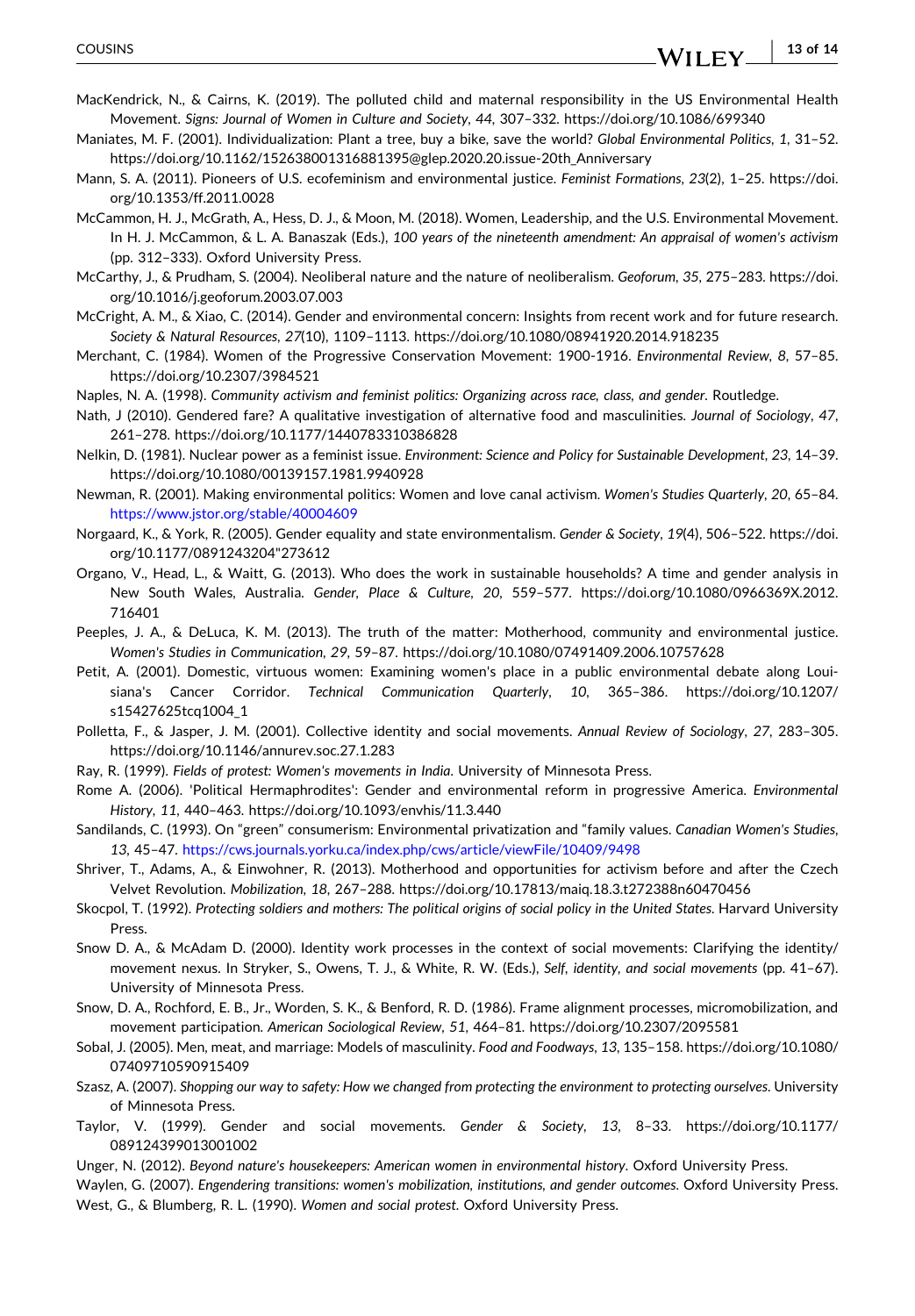MacKendrick, N., & Cairns, K. (2019). The polluted child and maternal responsibility in the US Environmental Health Movement. *Signs: Journal of Women in Culture and Society*, *44*, 307–332. https://doi.org/10.1086/699340

Maniates, M. F. (2001). Individualization: Plant a tree, buy a bike, save the world? *Global Environmental Politics*, *1*, 31–52. https://doi.org/10.1162/152638001316881395@glep.2020.20.issue-20th_Anniversary

Mann, S. A. (2011). Pioneers of U.S. ecofeminism and environmental justice. *Feminist Formations*, *23*(2), 1–25. https://doi.org/10.1353/ff.2011.0028

McCammon, H. J., McGrath, A., Hess, D. J., & Moon, M. (2018). Women, Leadership, and the U.S. Environmental Movement. In H. J. McCammon, & L. A. Banaszak (Eds.), *100 years of the nineteenth amendment: An appraisal of women's activism* (pp. 312–333). Oxford University Press.

McCarthy, J., & Prudham, S. (2004). Neoliberal nature and the nature of neoliberalism. *Geoforum*, *35*, 275–283. https://doi.org/10.1016/j.geoforum.2003.07.003

McCright, A. M., & Xiao, C. (2014). Gender and environmental concern: Insights from recent work and for future research. *Society & Natural Resources*, *27*(10), 1109–1113. https://doi.org/10.1080/08941920.2014.918235

Merchant, C. (1984). Women of the Progressive Conservation Movement: 1900-1916. *Environmental Review*, *8*, 57–85. https://doi.org/10.2307/3984521

Naples, N. A. (1998). *Community activism and feminist politics: Organizing across race, class, and gender*. Routledge.

Nath, J (2010). Gendered fare? A qualitative investigation of alternative food and masculinities. *Journal of Sociology*, *47*, 261–278. https://doi.org/10.1177/1440783310386828

Nelkin, D. (1981). Nuclear power as a feminist issue. *Environment: Science and Policy for Sustainable Development*, *23*, 14–39. https://doi.org/10.1080/00139157.1981.9940928

Newman, R. (2001). Making environmental politics: Women and love canal activism. *Women's Studies Quarterly*, *20*, 65–84. https://www.jstor.org/stable/40004609

Norgaard, K., & York, R. (2005). Gender equality and state environmentalism. *Gender & Society*, *19*(4), 506–522. https://doi.org/10.1177/0891243204"273612

Organo, V., Head, L., & Waitt, G. (2013). Who does the work in sustainable households? A time and gender analysis in New South Wales, Australia. *Gender, Place & Culture*, *20*, 559–577. https://doi.org/10.1080/0966369X.2012.716401

Peeples, J. A., & DeLuca, K. M. (2013). The truth of the matter: Motherhood, community and environmental justice. *Women's Studies in Communication*, *29*, 59–87. https://doi.org/10.1080/07491409.2006.10757628

Petit, A. (2001). Domestic, virtuous women: Examining women's place in a public environmental debate along Louisiana's Cancer Corridor. *Technical Communication Quarterly*, *10*, 365–386. https://doi.org/10.1207/s15427625tcq1004_1

Polletta, F., & Jasper, J. M. (2001). Collective identity and social movements. *Annual Review of Sociology*, *27*, 283–305. https://doi.org/10.1146/annurev.soc.27.1.283

Ray, R. (1999). *Fields of protest: Women's movements in India*. University of Minnesota Press.

Rome A. (2006). 'Political Hermaphrodites': Gender and environmental reform in progressive America. *Environmental History*, *11*, 440–463. https://doi.org/10.1093/envhis/11.3.440

Sandilands, C. (1993). On "green" consumerism: Environmental privatization and "family values. *Canadian Women's Studies*, *13*, 45–47. https://cws.journals.yorku.ca/index.php/cws/article/viewFile/10409/9498

Shriver, T., Adams, A., & Einwohner, R. (2013). Motherhood and opportunities for activism before and after the Czech Velvet Revolution. *Mobilization*, *18*, 267–288. https://doi.org/10.17813/maiq.18.3.t272388n60470456

Skocpol, T. (1992). *Protecting soldiers and mothers: The political origins of social policy in the United States*. Harvard University Press.

Snow D. A., & McAdam D. (2000). Identity work processes in the context of social movements: Clarifying the identity/movement nexus. In Stryker, S., Owens, T. J., & White, R. W. (Eds.), *Self, identity, and social movements* (pp. 41–67). University of Minnesota Press.

Snow, D. A., Rochford, E. B., Jr., Worden, S. K., & Benford, R. D. (1986). Frame alignment processes, micromobilization, and movement participation. *American Sociological Review*, *51*, 464–81. https://doi.org/10.2307/2095581

Sobal, J. (2005). Men, meat, and marriage: Models of masculinity. *Food and Foodways*, *13*, 135–158. https://doi.org/10.1080/07409710590915409

Szasz, A. (2007). *Shopping our way to safety: How we changed from protecting the environment to protecting ourselves*. University of Minnesota Press.

Taylor, V. (1999). Gender and social movements. *Gender & Society*, *13*, 8–33. https://doi.org/10.1177/089124399013001002

Unger, N. (2012). *Beyond nature's housekeepers: American women in environmental history*. Oxford University Press.

Waylen, G. (2007). *Engendering transitions: women's mobilization, institutions, and gender outcomes*. Oxford University Press.

West, G., & Blumberg, R. L. (1990). *Women and social protest*. Oxford University Press.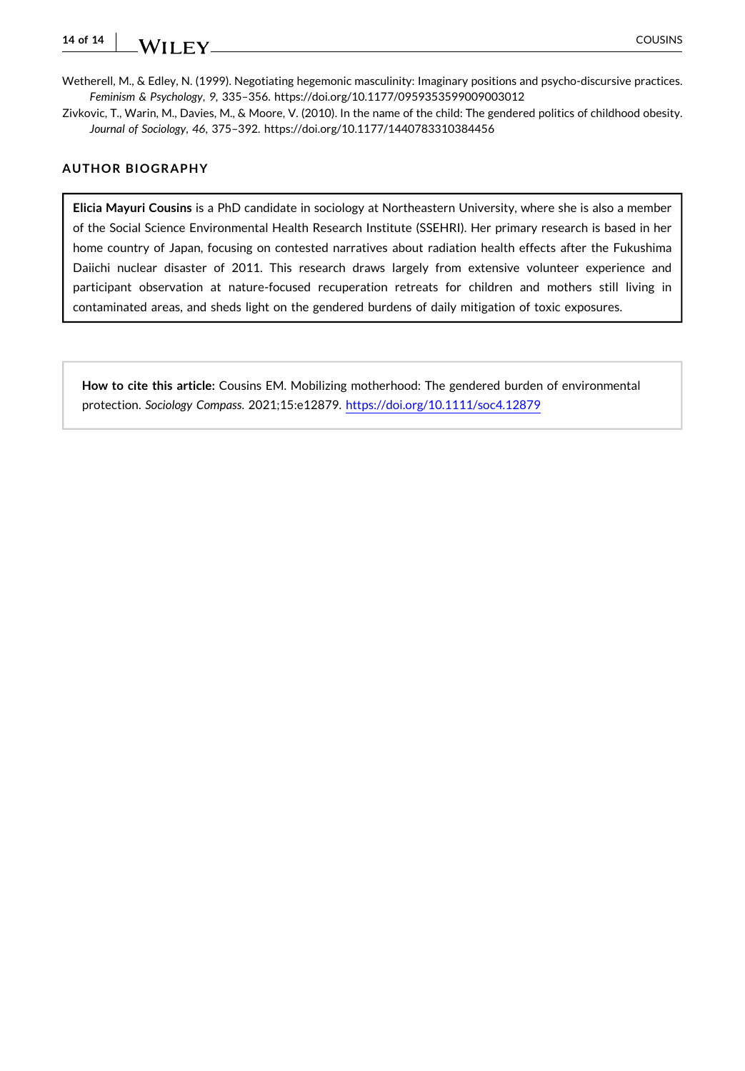Wetherell, M., & Edley, N. (1999). Negotiating hegemonic masculinity: Imaginary positions and psycho-discursive practices. *Feminism & Psychology*, *9*, 335–356. https://doi.org/10.1177/0959353599009003012

Zivkovic, T., Warin, M., Davies, M., & Moore, V. (2010). In the name of the child: The gendered politics of childhood obesity. *Journal of Sociology*, *46*, 375–392. https://doi.org/10.1177/1440783310384456

## AUTHOR BIOGRAPHY

**Elicia Mayuri Cousins** is a PhD candidate in sociology at Northeastern University, where she is also a member of the Social Science Environmental Health Research Institute (SSEHRI). Her primary research is based in her home country of Japan, focusing on contested narratives about radiation health effects after the Fukushima Daiichi nuclear disaster of 2011. This research draws largely from extensive volunteer experience and participant observation at nature-focused recuperation retreats for children and mothers still living in contaminated areas, and sheds light on the gendered burdens of daily mitigation of toxic exposures.

**How to cite this article:** Cousins EM. Mobilizing motherhood: The gendered burden of environmental protection. *Sociology Compass*. 2021;15:e12879. https://doi.org/10.1111/soc4.12879